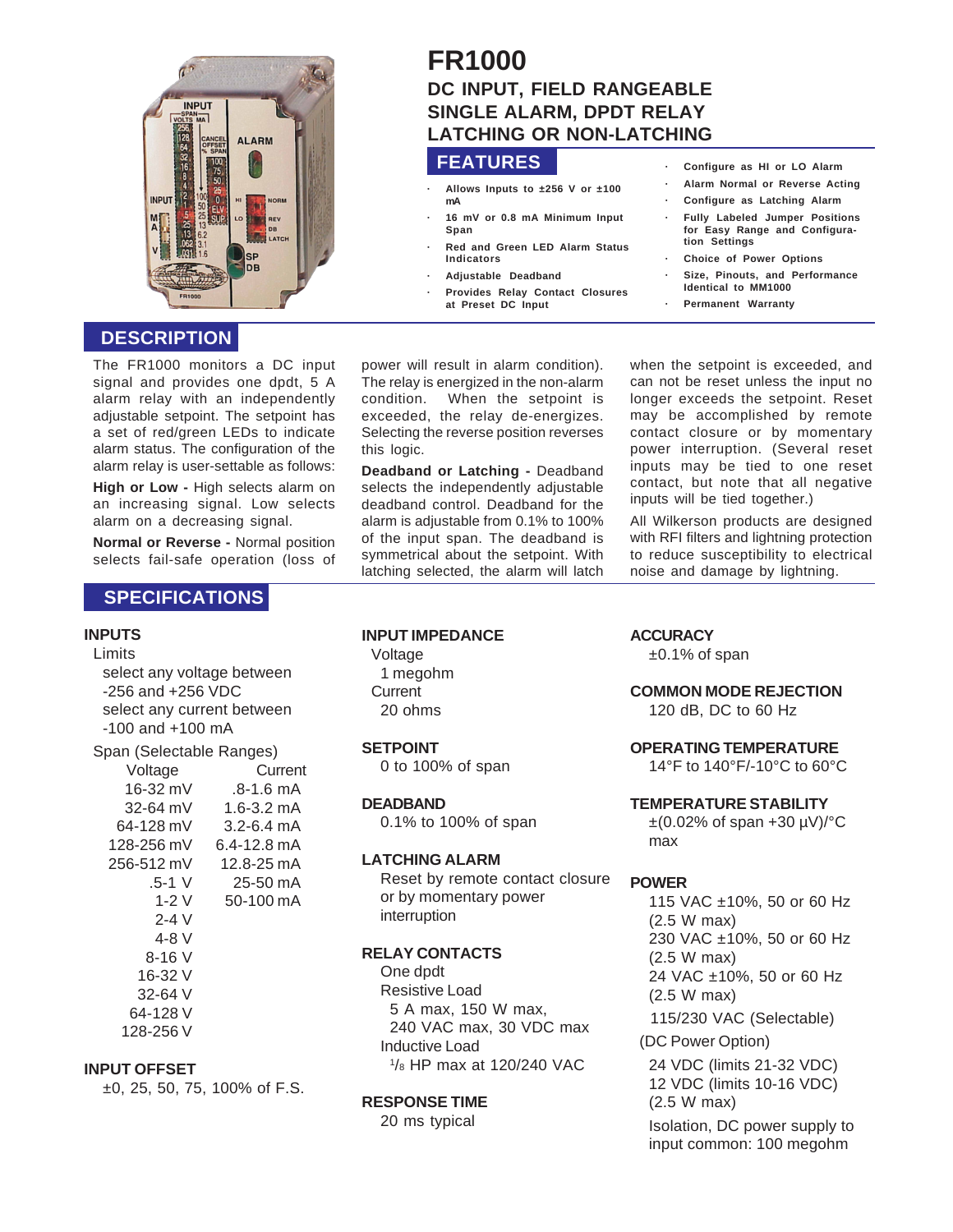# FR1000

## DC INPUT, FIELD RANGEABLE SINGLE ALARM, DPDT RELAY LATCHING OR NON-LATCHING

## FEATURES

- Allows Inputs to ±256 V or ±100 mA
- 16 mV or 0.8 mA Minimum Input Span
- Red and Green LED Alarm Status Indicators
- Adjustable Deadband
- Provides Relay Contact Closures at Preset DC Input
- Configure as HI or LO Alarm
- Alarm Normal or Reverse Acting
- Configure as Latching Alarm
- Fully Labeled Jumper Positions for Easy Range and Configuration Settings
- Choice of Power Options
- Size, Pinouts, and Performance Identical to MM1000
- Permanent Warranty

## DESCRIPTION

The FR1000 monitors a DC input signal and provides one dpdt, 5 A alarm relay with an independently adjustable setpoint. The setpoint has a set of red/green LEDs to indicate alarm status. The configuration of the alarm relay is user-settable as follows:

**High or Low -** High selects alarm on an increasing signal. Low selects alarm on a decreasing signal.

**Normal or Reverse -** Normal position selects fail-safe operation (loss of power will result in alarm condition). The relay is energized in the non-alarm condition. When the setpoint is exceeded, the relay de-energizes. Selecting the reverse position reverses this logic.

**Deadband or Latching -** Deadband selects the independently adjustable deadband control. Deadband for the alarm is adjustable from 0.1% to 100% of the input span. The deadband is symmetrical about the setpoint. With latching selected, the alarm will latch when the setpoint is exceeded, and can not be reset unless the input no longer exceeds the setpoint. Reset may be accomplished by remote contact closure or by momentary power interruption. (Several reset inputs may be tied to one reset contact, but note that all negative inputs will be tied together.)

All Wilkerson products are designed with RFI filters and lightning protection to reduce susceptibility to electrical noise and damage by lightning.

## SPECIFICATIONS

### INPUTS

Limits

select any voltage between -256 and +256 VDC

select any current between -100 and +100 mA

Span (Selectable Ranges)

| Voltage | Current |
|---|---|
| 16-32 mV | .8-1.6 mA |
| 32-64 mV | 1.6-3.2 mA |
| 64-128 mV | 3.2-6.4 mA |
| 128-256 mV | 6.4-12.8 mA |
| 256-512 mV | 12.8-25 mA |
| .5-1 V | 25-50 mA |
| 1-2 V | 50-100 mA |
| 2-4 V | |
| 4-8 V | |
| 8-16 V | |
| 16-32 V | |
| 32-64 V | |
| 64-128 V | |
| 128-256 V | |

### INPUT OFFSET

±0, 25, 50, 75, 100% of F.S.

### INPUT IMPEDANCE

Voltage
1 megohm

Current
20 ohms

### SETPOINT

0 to 100% of span

### DEADBAND

0.1% to 100% of span

### LATCHING ALARM

Reset by remote contact closure or by momentary power interruption

### RELAY CONTACTS

One dpdt

Resistive Load
5 A max, 150 W max, 240 VAC max, 30 VDC max

Inductive Load
1/8 HP max at 120/240 VAC

### RESPONSE TIME

20 ms typical

### ACCURACY

±0.1% of span

### COMMON MODE REJECTION

120 dB, DC to 60 Hz

### OPERATING TEMPERATURE

14°F to 140°F/-10°C to 60°C

### TEMPERATURE STABILITY

±(0.02% of span +30 µV)/°C max

### POWER

115 VAC ±10%, 50 or 60 Hz (2.5 W max)

230 VAC ±10%, 50 or 60 Hz (2.5 W max)

24 VAC ±10%, 50 or 60 Hz (2.5 W max)

115/230 VAC (Selectable)

(DC Power Option)

24 VDC (limits 21-32 VDC)

12 VDC (limits 10-16 VDC)

(2.5 W max)

Isolation, DC power supply to input common: 100 megohm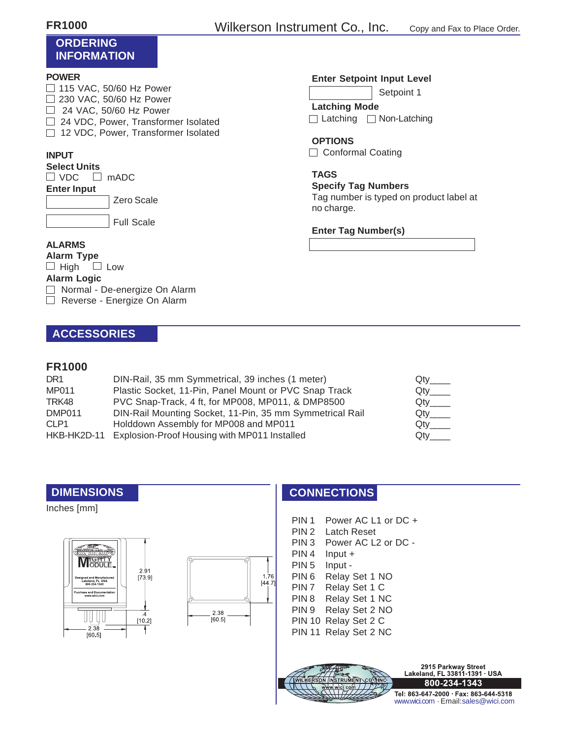## ORDERING INFORMATION

### POWER

- ☐ 115 VAC, 50/60 Hz Power
- ☐ 230 VAC, 50/60 Hz Power
- ☐ 24 VAC, 50/60 Hz Power
- ☐ 24 VDC, Power, Transformer Isolated
- ☐ 12 VDC, Power, Transformer Isolated

### INPUT

**Select Units**

☐ VDC ☐ mADC

**Enter Input**

______ Zero Scale

______ Full Scale

### ALARMS

**Alarm Type**

☐ High ☐ Low

**Alarm Logic**

- ☐ Normal - De-energize On Alarm
- ☐ Reverse - Energize On Alarm

**Enter Setpoint Input Level**

______ Setpoint 1

**Latching Mode**

☐ Latching ☐ Non-Latching

### OPTIONS

☐ Conformal Coating

### TAGS

**Specify Tag Numbers**

Tag number is typed on product label at no charge.

**Enter Tag Number(s)**

______

## ACCESSORIES

### FR1000

| | | |
|---|---|---|
| DR1 | DIN-Rail, 35 mm Symmetrical, 39 inches (1 meter) | Qty____ |
| MP011 | Plastic Socket, 11-Pin, Panel Mount or PVC Snap Track | Qty____ |
| TRK48 | PVC Snap-Track, 4 ft, for MP008, MP011, & DMP8500 | Qty____ |
| DMP011 | DIN-Rail Mounting Socket, 11-Pin, 35 mm Symmetrical Rail | Qty____ |
| CLP1 | Holddown Assembly for MP008 and MP011 | Qty____ |
| HKB-HK2D-11 | Explosion-Proof Housing with MP011 Installed | Qty____ |

## DIMENSIONS

Inches [mm]

2.91 [73.9]

.4 [10.2]

2.38 [60.5]

1.76 [44.7]

2.38 [60.5]

## CONNECTIONS

| | |
|---|---|
| PIN 1 | Power AC L1 or DC + |
| PIN 2 | Latch Reset |
| PIN 3 | Power AC L2 or DC - |
| PIN 4 | Input + |
| PIN 5 | Input - |
| PIN 6 | Relay Set 1 NO |
| PIN 7 | Relay Set 1 C |
| PIN 8 | Relay Set 1 NC |
| PIN 9 | Relay Set 2 NO |
| PIN 10 | Relay Set 2 C |
| PIN 11 | Relay Set 2 NC |

Wilkerson Instrument Co., Inc.
2915 Parkway Street
Lakeland, FL 33811-1391 · USA
800-234-1343
Tel: 863-647-2000 · Fax: 863-644-5318
www.wici.com · Email:sales@wici.com